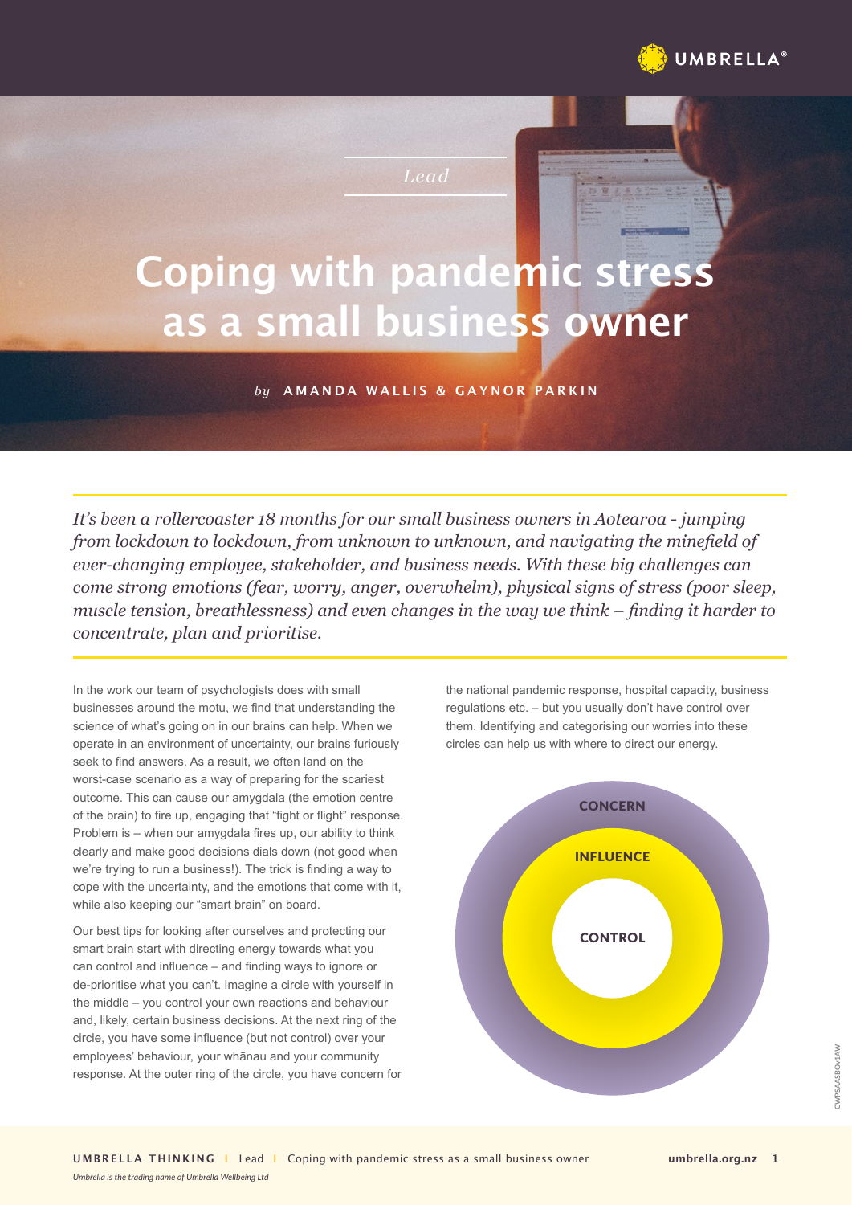Lead

# Coping with pandemic stress as a small business owner

*by* **AMANDA WALLIS & GAYNOR PARKIN**

*It's been a rollercoaster 18 months for our small business owners in Aotearoa - jumping from lockdown to lockdown, from unknown to unknown, and navigating the minefield of ever-changing employee, stakeholder, and business needs. With these big challenges can come strong emotions (fear, worry, anger, overwhelm), physical signs of stress (poor sleep, muscle tension, breathlessness) and even changes in the way we think – finding it harder to concentrate, plan and prioritise.*

In the work our team of psychologists does with small businesses around the motu, we find that understanding the science of what's going on in our brains can help. When we operate in an environment of uncertainty, our brains furiously seek to find answers. As a result, we often land on the worst-case scenario as a way of preparing for the scariest outcome. This can cause our amygdala (the emotion centre of the brain) to fire up, engaging that "fight or flight" response. Problem is – when our amygdala fires up, our ability to think clearly and make good decisions dials down (not good when we're trying to run a business!). The trick is finding a way to cope with the uncertainty, and the emotions that come with it, while also keeping our "smart brain" on board.

Our best tips for looking after ourselves and protecting our smart brain start with directing energy towards what you can control and influence – and finding ways to ignore or de-prioritise what you can't. Imagine a circle with yourself in the middle – you control your own reactions and behaviour and, likely, certain business decisions. At the next ring of the circle, you have some influence (but not control) over your employees' behaviour, your whānau and your community response. At the outer ring of the circle, you have concern for the national pandemic response, hospital capacity, business regulations etc. – but you usually don't have control over them. Identifying and categorising our worries into these circles can help us with where to direct our energy.

CONCERN

INFLUENCE

CONTROL

*Umbrella is the trading name of Umbrella Wellbeing Ltd*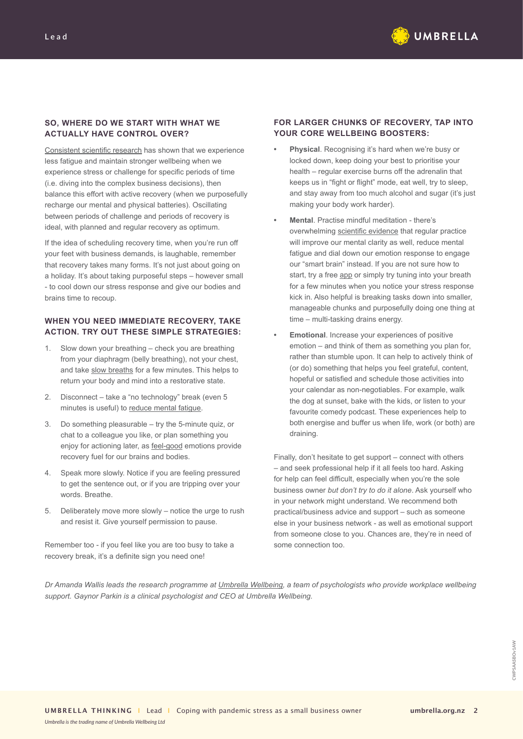## SO, WHERE DO WE START WITH WHAT WE ACTUALLY HAVE CONTROL OVER?

Consistent scientific research has shown that we experience less fatigue and maintain stronger wellbeing when we experience stress or challenge for specific periods of time (i.e. diving into the complex business decisions), then balance this effort with active recovery (when we purposefully recharge our mental and physical batteries). Oscillating between periods of challenge and periods of recovery is ideal, with planned and regular recovery as optimum.

If the idea of scheduling recovery time, when you're run off your feet with business demands, is laughable, remember that recovery takes many forms. It's not just about going on a holiday. It's about taking purposeful steps – however small - to cool down our stress response and give our bodies and brains time to recoup.

## WHEN YOU NEED IMMEDIATE RECOVERY, TAKE ACTION. TRY OUT THESE SIMPLE STRATEGIES:

1. Slow down your breathing – check you are breathing from your diaphragm (belly breathing), not your chest, and take slow breaths for a few minutes. This helps to return your body and mind into a restorative state.
2. Disconnect – take a "no technology" break (even 5 minutes is useful) to reduce mental fatigue.
3. Do something pleasurable – try the 5-minute quiz, or chat to a colleague you like, or plan something you enjoy for actioning later, as feel-good emotions provide recovery fuel for our brains and bodies.
4. Speak more slowly. Notice if you are feeling pressured to get the sentence out, or if you are tripping over your words. Breathe.
5. Deliberately move more slowly – notice the urge to rush and resist it. Give yourself permission to pause.

Remember too - if you feel like you are too busy to take a recovery break, it's a definite sign you need one!

## FOR LARGER CHUNKS OF RECOVERY, TAP INTO YOUR CORE WELLBEING BOOSTERS:

- **Physical**. Recognising it's hard when we're busy or locked down, keep doing your best to prioritise your health – regular exercise burns off the adrenalin that keeps us in "fight or flight" mode, eat well, try to sleep, and stay away from too much alcohol and sugar (it's just making your body work harder).
- **Mental**. Practise mindful meditation - there's overwhelming scientific evidence that regular practice will improve our mental clarity as well, reduce mental fatigue and dial down our emotion response to engage our "smart brain" instead. If you are not sure how to start, try a free app or simply try tuning into your breath for a few minutes when you notice your stress response kick in. Also helpful is breaking tasks down into smaller, manageable chunks and purposefully doing one thing at time – multi-tasking drains energy.
- **Emotional**. Increase your experiences of positive emotion – and think of them as something you plan for, rather than stumble upon. It can help to actively think of (or do) something that helps you feel grateful, content, hopeful or satisfied and schedule those activities into your calendar as non-negotiables. For example, walk the dog at sunset, bake with the kids, or listen to your favourite comedy podcast. These experiences help to both energise and buffer us when life, work (or both) are draining.

Finally, don't hesitate to get support – connect with others – and seek professional help if it all feels too hard. Asking for help can feel difficult, especially when you're the sole business owner *but don't try to do it alone*. Ask yourself who in your network might understand. We recommend both practical/business advice and support – such as someone else in your business network - as well as emotional support from someone close to you. Chances are, they're in need of some connection too.

*Dr Amanda Wallis leads the research programme at Umbrella Wellbeing, a team of psychologists who provide workplace wellbeing support. Gaynor Parkin is a clinical psychologist and CEO at Umbrella Wellbeing.*